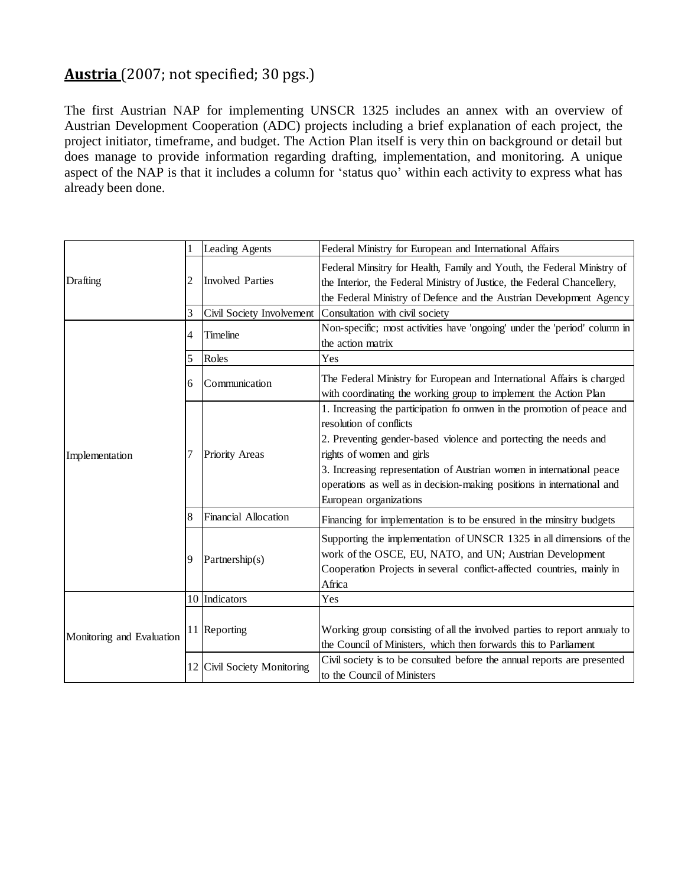## **Austria** (2007; not specified; 30 pgs.)

The first Austrian NAP for implementing UNSCR 1325 includes an annex with an overview of Austrian Development Cooperation (ADC) projects including a brief explanation of each project, the project initiator, timeframe, and budget. The Action Plan itself is very thin on background or detail but does manage to provide information regarding drafting, implementation, and monitoring. A unique aspect of the NAP is that it includes a column for 'status quo' within each activity to express what has already been done.

| | | | |
|---|---|---|---|
| Drafting | 1 | Leading Agents | Federal Ministry for European and International Affairs |
| | 2 | Involved Parties | Federal Minsitry for Health, Family and Youth, the Federal Ministry of the Interior, the Federal Ministry of Justice, the Federal Chancellery, the Federal Ministry of Defence and the Austrian Development Agency |
| | 3 | Civil Society Involvement | Consultation with civil society |
| Implementation | 4 | Timeline | Non-specific; most activities have 'ongoing' under the 'period' column in the action matrix |
| | 5 | Roles | Yes |
| | 6 | Communication | The Federal Ministry for European and International Affairs is charged with coordinating the working group to implement the Action Plan |
| | 7 | Priority Areas | 1. Increasing the participation fo omwen in the promotion of peace and resolution of conflicts<br>2. Preventing gender-based violence and portecting the needs and rights of women and girls<br>3. Increasing representation of Austrian women in international peace operations as well as in decision-making positions in international and European organizations |
| | 8 | Financial Allocation | Financing for implementation is to be ensured in the minsitry budgets |
| | 9 | Partnership(s) | Supporting the implementation of UNSCR 1325 in all dimensions of the work of the OSCE, EU, NATO, and UN; Austrian Development Cooperation Projects in several conflict-affected countries, mainly in Africa |
| Monitoring and Evaluation | 10 | Indicators | Yes |
| | 11 | Reporting | Working group consisting of all the involved parties to report annualy to the Council of Ministers, which then forwards this to Parliament |
| | 12 | Civil Society Monitoring | Civil society is to be consulted before the annual reports are presented to the Council of Ministers |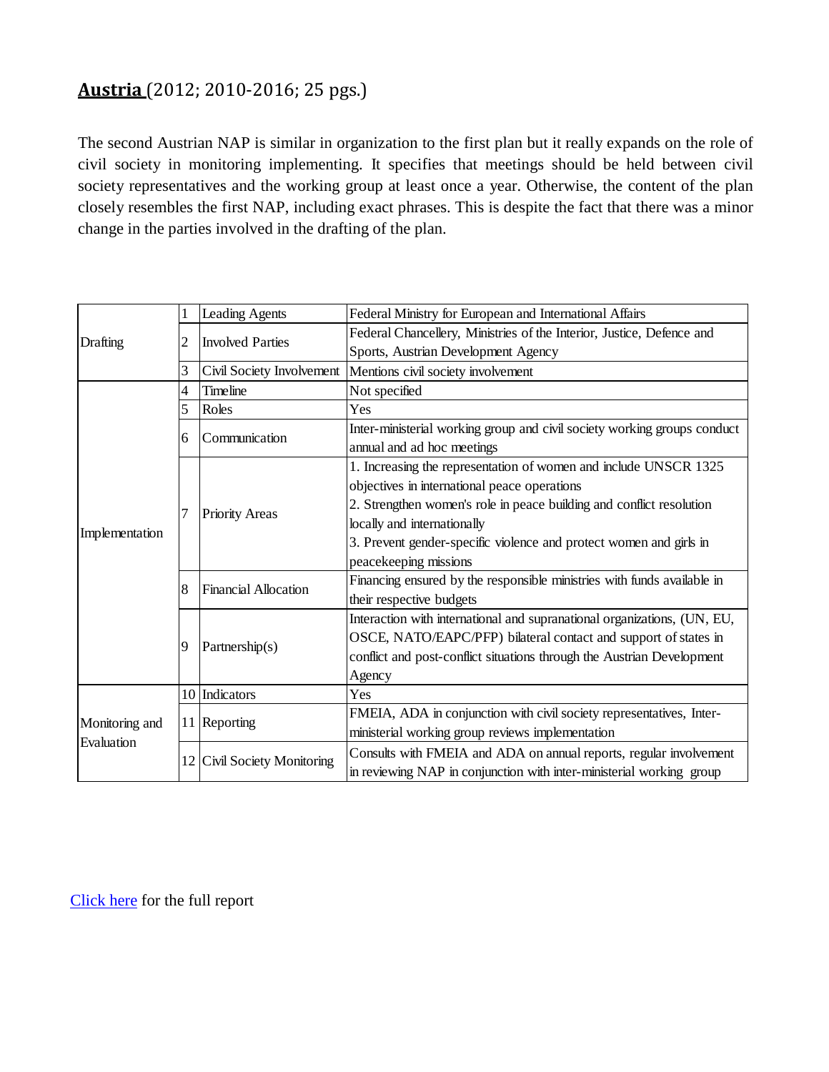## **Austria** (2012; 2010-2016; 25 pgs.)

The second Austrian NAP is similar in organization to the first plan but it really expands on the role of civil society in monitoring implementing. It specifies that meetings should be held between civil society representatives and the working group at least once a year. Otherwise, the content of the plan closely resembles the first NAP, including exact phrases. This is despite the fact that there was a minor change in the parties involved in the drafting of the plan.

| | | | |
|---|---|---|---|
| Drafting | 1 | Leading Agents | Federal Ministry for European and International Affairs |
| | 2 | Involved Parties | Federal Chancellery, Ministries of the Interior, Justice, Defence and Sports, Austrian Development Agency |
| | 3 | Civil Society Involvement | Mentions civil society involvement |
| Implementation | 4 | Timeline | Not specified |
| | 5 | Roles | Yes |
| | 6 | Communication | Inter-ministerial working group and civil society working groups conduct annual and ad hoc meetings |
| | 7 | Priority Areas | 1. Increasing the representation of women and include UNSCR 1325 objectives in international peace operations<br>2. Strengthen women's role in peace building and conflict resolution locally and internationally<br>3. Prevent gender-specific violence and protect women and girls in peacekeeping missions |
| | 8 | Financial Allocation | Financing ensured by the responsible ministries with funds available in their respective budgets |
| | 9 | Partnership(s) | Interaction with international and supranational organizations, (UN, EU, OSCE, NATO/EAPC/PFP) bilateral contact and support of states in conflict and post-conflict situations through the Austrian Development Agency |
| Monitoring and Evaluation | 10 | Indicators | Yes |
| | 11 | Reporting | FMEIA, ADA in conjunction with civil society representatives, Inter-ministerial working group reviews implementation |
| | 12 | Civil Society Monitoring | Consults with FMEIA and ADA on annual reports, regular involvement in reviewing NAP in conjunction with inter-ministerial working group |

Click here for the full report